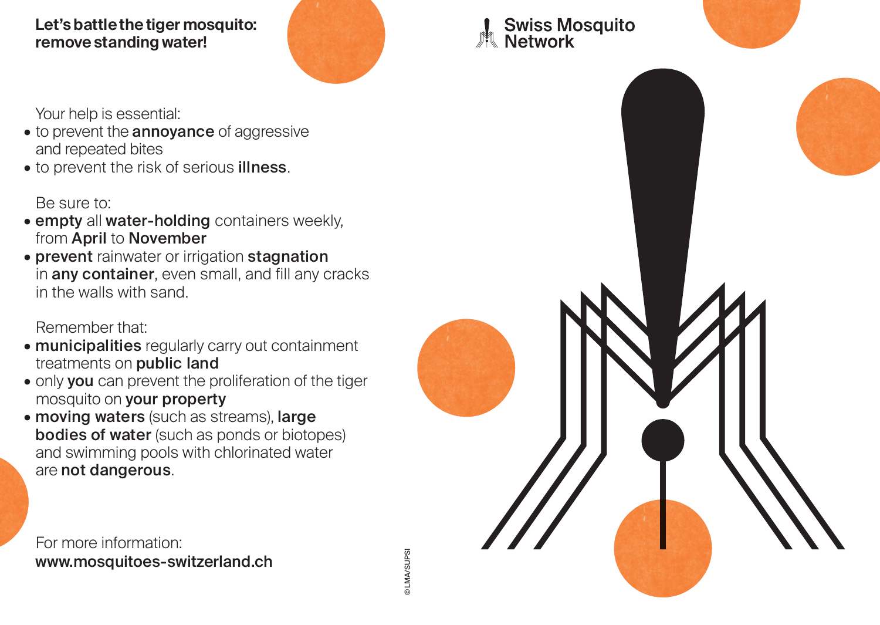**Let's battle the tiger mosquito: remove standing water!**

Your help is essential:

- to prevent the **annoyance** of aggressive and repeated bites
- to prevent the risk of serious **illness**.

Be sure to:

- **empty** all **water-holding** containers weekly, from **April** to **November**
- **prevent** rainwater or irrigation **stagnation** in **any container**, even small, and fill any cracks in the walls with sand.

Remember that:

- **municipalities** regularly carry out containment treatments on **public land**
- only **you** can prevent the proliferation of the tiger mosquito on **your property**
- **moving waters** (such as streams), **large bodies of water** (such as ponds or biotopes) and swimming pools with chlorinated water are **not dangerous**.

For more information:
**www.mosquitoes-switzerland.ch**

© LMA/SUPSI

**Swiss Mosquito Network**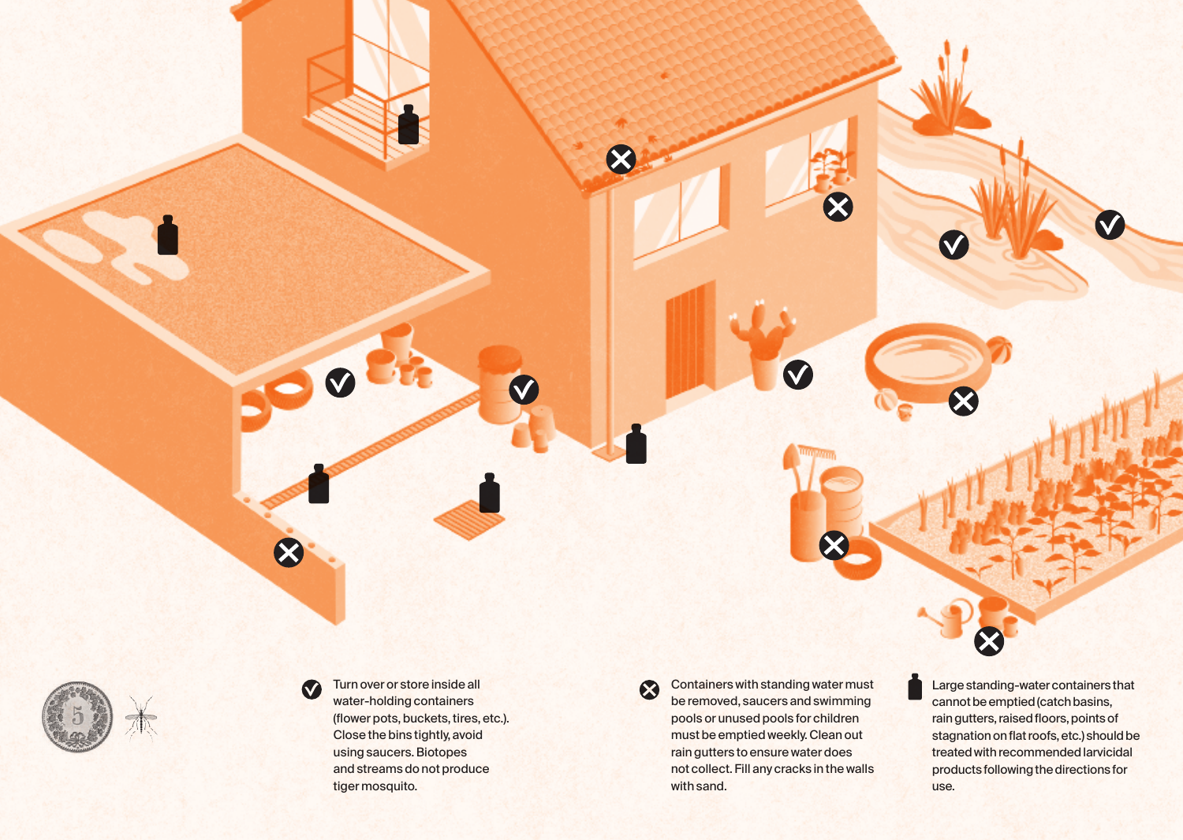Turn over or store inside all water-holding containers (flower pots, buckets, tires, etc.). Close the bins tightly, avoid using saucers. Biotopes and streams do not produce tiger mosquito.

Containers with standing water must be removed, saucers and swimming pools or unused pools for children must be emptied weekly. Clean out rain gutters to ensure water does not collect. Fill any cracks in the walls with sand.

Large standing-water containers that cannot be emptied (catch basins, rain gutters, raised floors, points of stagnation on flat roofs, etc.) should be treated with recommended larvicidal products following the directions for use.